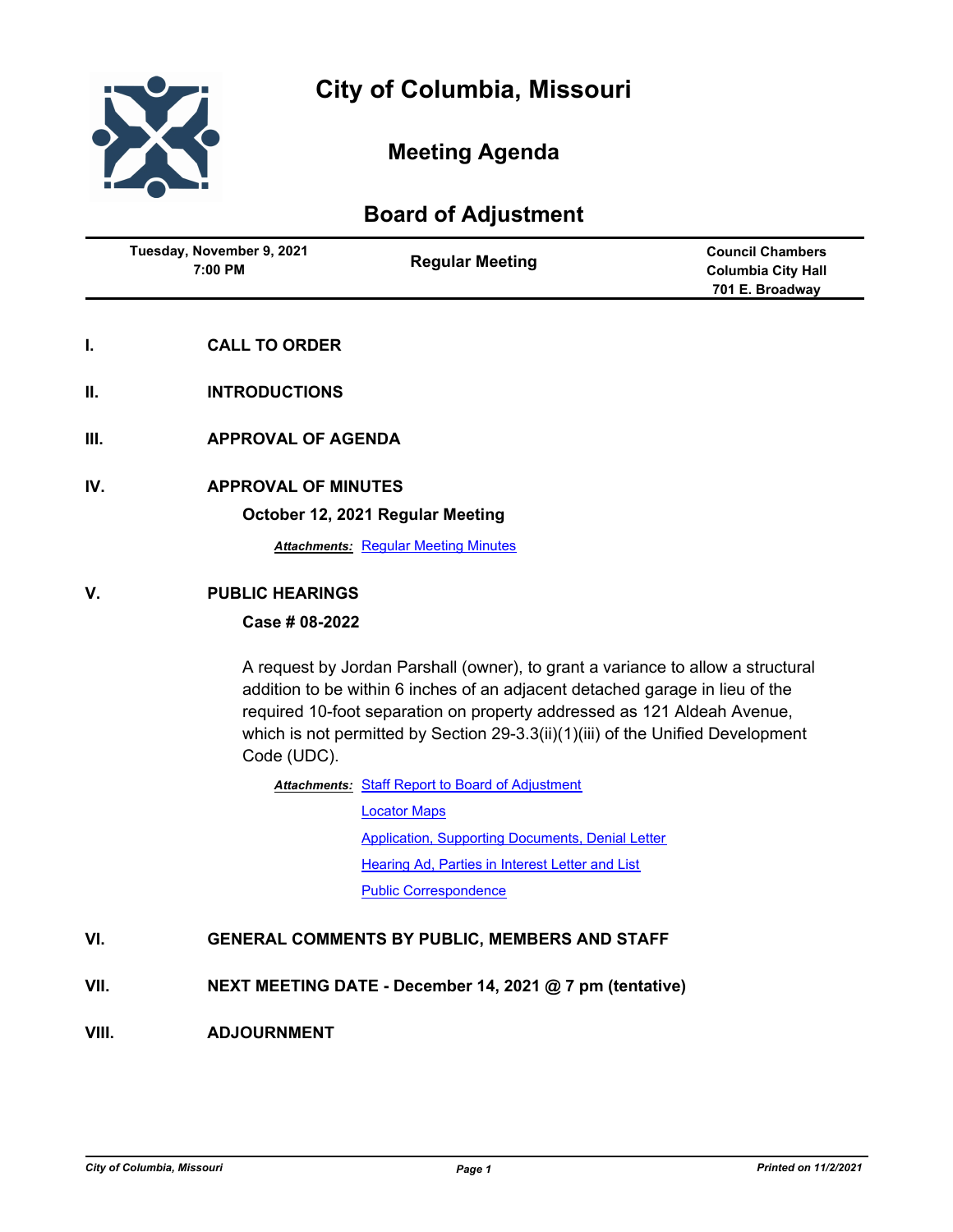# City of Columbia, Missouri

## Meeting Agenda

## Board of Adjustment

| Tuesday, November 9, 2021<br>7:00 PM | Regular Meeting | Council Chambers<br>Columbia City Hall<br>701 E. Broadway |
|---|---|---|

**I. CALL TO ORDER**

**II. INTRODUCTIONS**

**III. APPROVAL OF AGENDA**

**IV. APPROVAL OF MINUTES**

**October 12, 2021 Regular Meeting**

***Attachments:*** Regular Meeting Minutes

**V. PUBLIC HEARINGS**

**Case # 08-2022**

A request by Jordan Parshall (owner), to grant a variance to allow a structural addition to be within 6 inches of an adjacent detached garage in lieu of the required 10-foot separation on property addressed as 121 Aldeah Avenue, which is not permitted by Section 29-3.3(ii)(1)(iii) of the Unified Development Code (UDC).

***Attachments:*** Staff Report to Board of Adjustment

Locator Maps

Application, Supporting Documents, Denial Letter

Hearing Ad, Parties in Interest Letter and List

Public Correspondence

**VI. GENERAL COMMENTS BY PUBLIC, MEMBERS AND STAFF**

**VII. NEXT MEETING DATE - December 14, 2021 @ 7 pm (tentative)**

**VIII. ADJOURNMENT**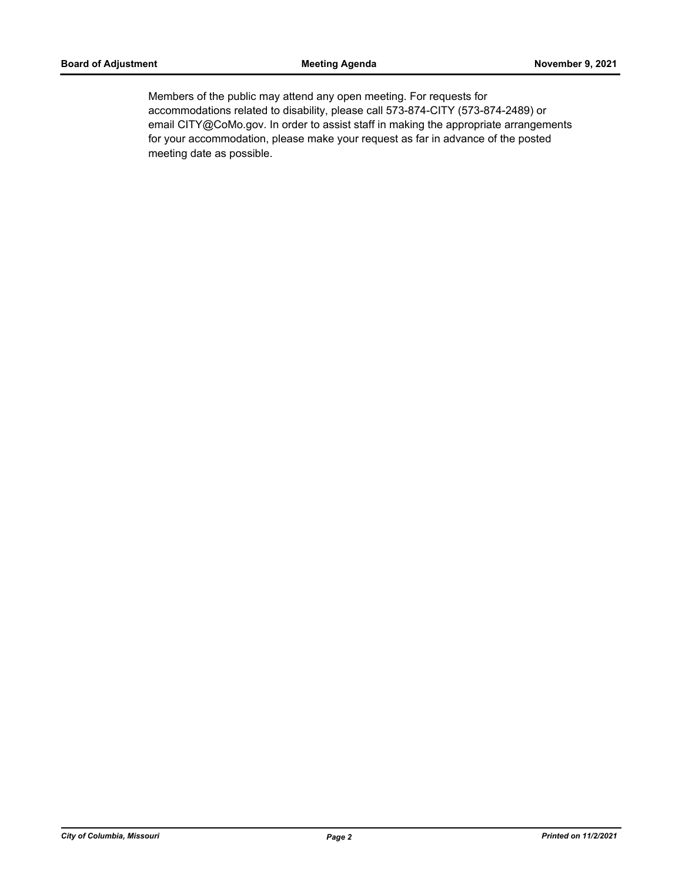Members of the public may attend any open meeting. For requests for accommodations related to disability, please call 573-874-CITY (573-874-2489) or email CITY@CoMo.gov. In order to assist staff in making the appropriate arrangements for your accommodation, please make your request as far in advance of the posted meeting date as possible.